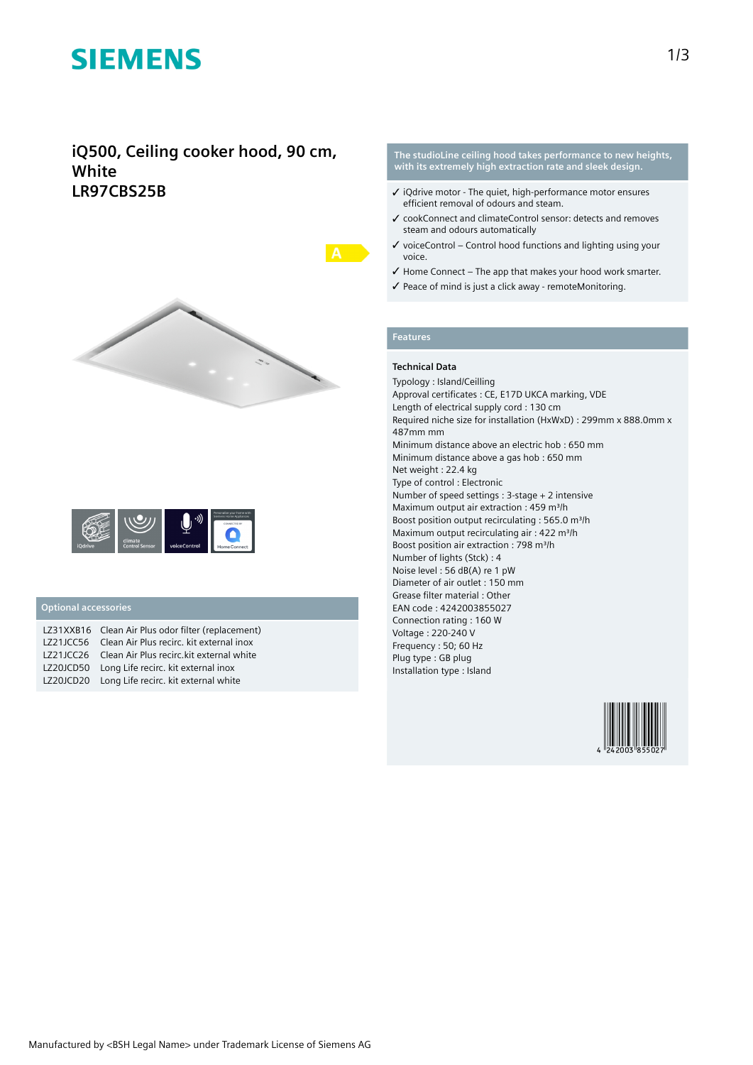# SIEMENS

## iQ500, Ceiling cooker hood, 90 cm, White
## LR97CBS25B

A

iQdrive | climate Control Sensor | voiceControl | Home Connect

### Optional accessories

| | |
|---|---|
| LZ31XXB16 | Clean Air Plus odor filter (replacement) |
| LZ21JCC56 | Clean Air Plus recirc. kit external inox |
| LZ21JCC26 | Clean Air Plus recirc.kit external white |
| LZ20JCD50 | Long Life recirc. kit external inox |
| LZ20JCD20 | Long Life recirc. kit external white |

**The studioLine ceiling hood takes performance to new heights, with its extremely high extraction rate and sleek design.**

- ✓ iQdrive motor - The quiet, high-performance motor ensures efficient removal of odours and steam.
- ✓ cookConnect and climateControl sensor: detects and removes steam and odours automatically
- ✓ voiceControl – Control hood functions and lighting using your voice.
- ✓ Home Connect – The app that makes your hood work smarter.
- ✓ Peace of mind is just a click away - remoteMonitoring.

### Features

**Technical Data**

Typology : Island/Ceilling
Approval certificates : CE, E17D UKCA marking, VDE
Length of electrical supply cord : 130 cm
Required niche size for installation (HxWxD) : 299mm x 888.0mm x 487mm mm
Minimum distance above an electric hob : 650 mm
Minimum distance above a gas hob : 650 mm
Net weight : 22.4 kg
Type of control : Electronic
Number of speed settings : 3-stage + 2 intensive
Maximum output air extraction : 459 m³/h
Boost position output recirculating : 565.0 m³/h
Maximum output recirculating air : 422 m³/h
Boost position air extraction : 798 m³/h
Number of lights (Stck) : 4
Noise level : 56 dB(A) re 1 pW
Diameter of air outlet : 150 mm
Grease filter material : Other
EAN code : 4242003855027
Connection rating : 160 W
Voltage : 220-240 V
Frequency : 50; 60 Hz
Plug type : GB plug
Installation type : Island

4 242003 855027

Manufactured by <BSH Legal Name> under Trademark License of Siemens AG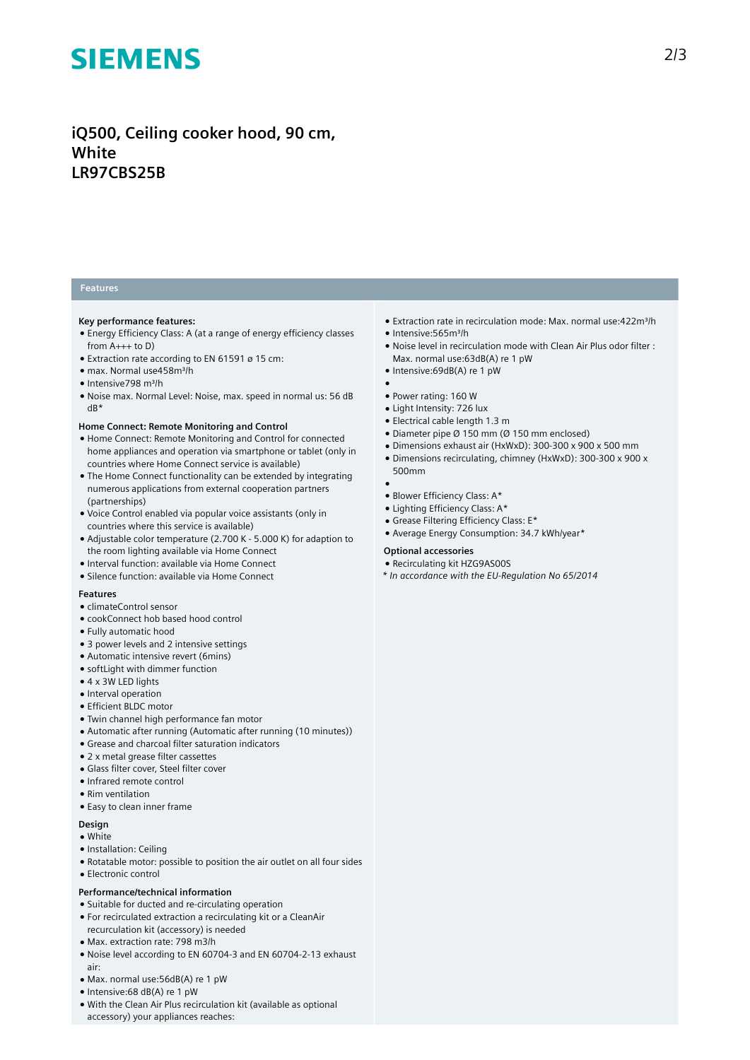# iQ500, Ceiling cooker hood, 90 cm, White
# LR97CBS25B

## Features

**Key performance features:**

- Energy Efficiency Class: A (at a range of energy efficiency classes from A+++ to D)
- Extraction rate according to EN 61591 ø 15 cm:
- max. Normal use458m³/h
- Intensive798 m³/h
- Noise max. Normal Level: Noise, max. speed in normal us: 56 dB dB*

**Home Connect: Remote Monitoring and Control**

- Home Connect: Remote Monitoring and Control for connected home appliances and operation via smartphone or tablet (only in countries where Home Connect service is available)
- The Home Connect functionality can be extended by integrating numerous applications from external cooperation partners (partnerships)
- Voice Control enabled via popular voice assistants (only in countries where this service is available)
- Adjustable color temperature (2.700 K - 5.000 K) for adaption to the room lighting available via Home Connect
- Interval function: available via Home Connect
- Silence function: available via Home Connect

**Features**

- climateControl sensor
- cookConnect hob based hood control
- Fully automatic hood
- 3 power levels and 2 intensive settings
- Automatic intensive revert (6mins)
- softLight with dimmer function
- 4 x 3W LED lights
- Interval operation
- Efficient BLDC motor
- Twin channel high performance fan motor
- Automatic after running (Automatic after running (10 minutes))
- Grease and charcoal filter saturation indicators
- 2 x metal grease filter cassettes
- Glass filter cover, Steel filter cover
- Infrared remote control
- Rim ventilation
- Easy to clean inner frame

**Design**

- White
- Installation: Ceiling
- Rotatable motor: possible to position the air outlet on all four sides
- Electronic control

**Performance/technical information**

- Suitable for ducted and re-circulating operation
- For recirculated extraction a recirculating kit or a CleanAir recurculation kit (accessory) is needed
- Max. extraction rate: 798 m3/h
- Noise level according to EN 60704-3 and EN 60704-2-13 exhaust air:
- Max. normal use:56dB(A) re 1 pW
- Intensive:68 dB(A) re 1 pW
- With the Clean Air Plus recirculation kit (available as optional accessory) your appliances reaches:
- Extraction rate in recirculation mode: Max. normal use:422m³/h
- Intensive:565m³/h
- Noise level in recirculation mode with Clean Air Plus odor filter : Max. normal use:63dB(A) re 1 pW
- Intensive:69dB(A) re 1 pW
- 
- Power rating: 160 W
- Light Intensity: 726 lux
- Electrical cable length 1.3 m
- Diameter pipe Ø 150 mm (Ø 150 mm enclosed)
- Dimensions exhaust air (HxWxD): 300-300 x 900 x 500 mm
- Dimensions recirculating, chimney (HxWxD): 300-300 x 900 x 500mm
- 
- Blower Efficiency Class: A*
- Lighting Efficiency Class: A*
- Grease Filtering Efficiency Class: E*
- Average Energy Consumption: 34.7 kWh/year*

**Optional accessories**

- Recirculating kit HZG9AS00S

*\* In accordance with the EU-Regulation No 65/2014*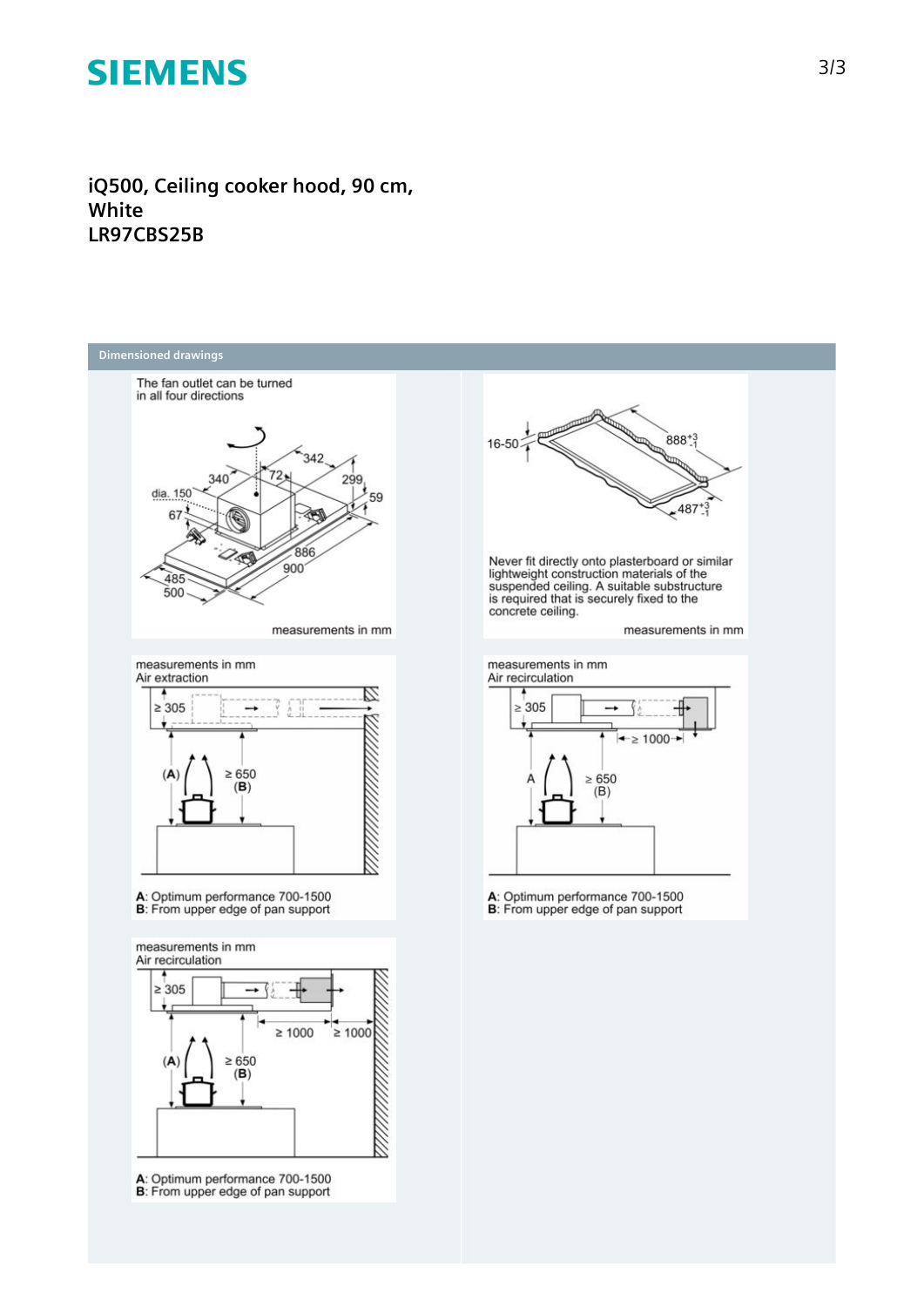# iQ500, Ceiling cooker hood, 90 cm, White
## LR97CBS25B

### Dimensioned drawings

The fan outlet can be turned in all four directions

340
72
342
299
59
dia. 150
67
886
900
485
500

measurements in mm

16-50
$888^{+3}_{-1}$
$487^{+3}_{-1}$

Never fit directly onto plasterboard or similar lightweight construction materials of the suspended ceiling. A suitable substructure is required that is securely fixed to the concrete ceiling.

measurements in mm

measurements in mm
Air extraction

≥ 305
(A)
≥ 650
(B)

**A**: Optimum performance 700-1500
**B**: From upper edge of pan support

measurements in mm
Air recirculation

≥ 305
≥ 1000
A
≥ 650
(B)

**A**: Optimum performance 700-1500
**B**: From upper edge of pan support

measurements in mm
Air recirculation

≥ 305
≥ 1000
≥ 1000
(A)
≥ 650
(B)

**A**: Optimum performance 700-1500
**B**: From upper edge of pan support